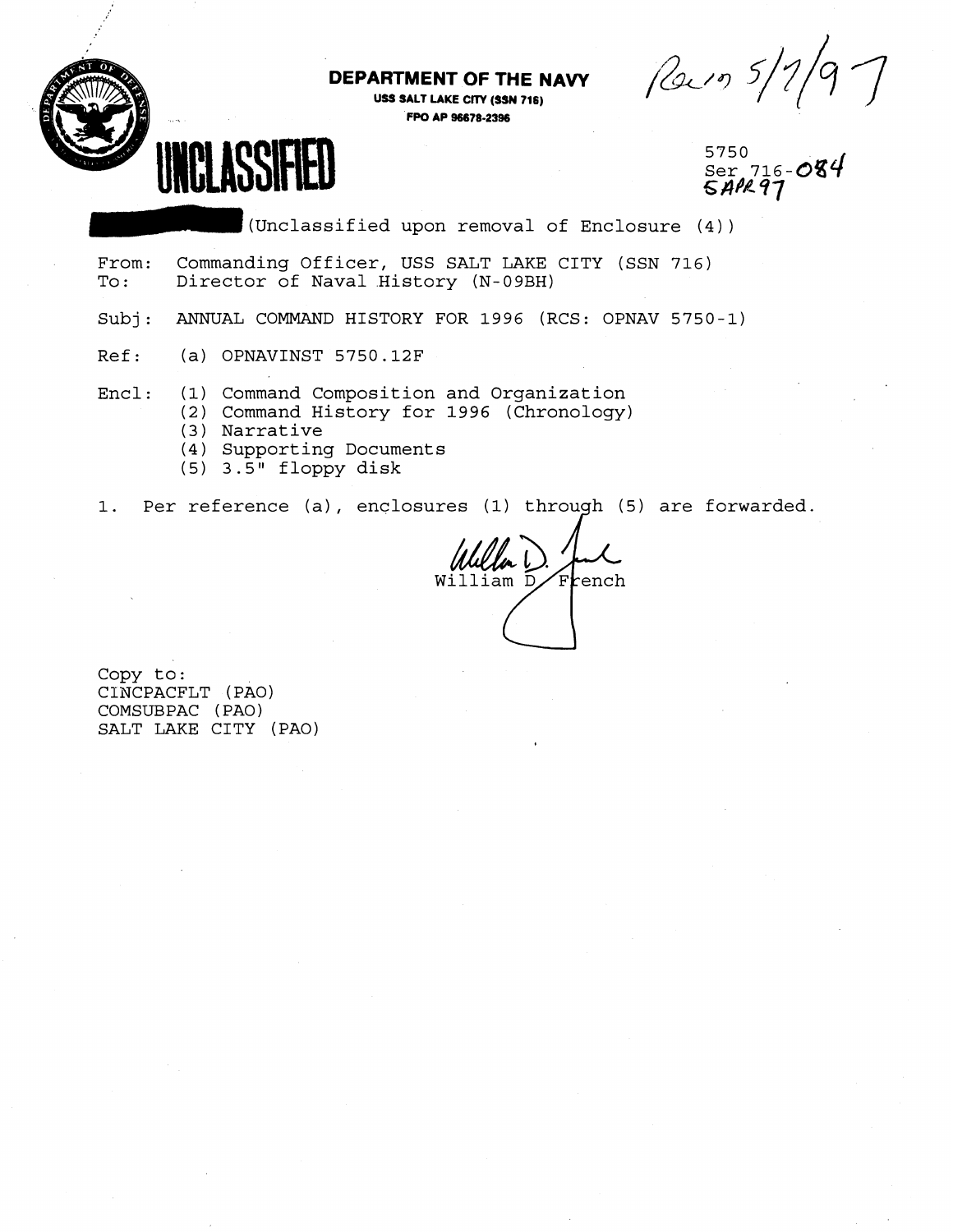**DEPARTMENT OF THE NAVY**
**USS SALT LAKE CITY (SSN 716)**
**FPO AP 96678-2396**

Rec'd 5/7/97

# UNCLASSIFIED

5750
Ser 716-084
5 APR 97

(Unclassified upon removal of Enclosure (4))

From: Commanding Officer, USS SALT LAKE CITY (SSN 716)
To: Director of Naval History (N-09BH)

Subj: ANNUAL COMMAND HISTORY FOR 1996 (RCS: OPNAV 5750-1)

Ref: (a) OPNAVINST 5750.12F

Encl: (1) Command Composition and Organization
(2) Command History for 1996 (Chronology)
(3) Narrative
(4) Supporting Documents
(5) 3.5" floppy disk

1. Per reference (a), enclosures (1) through (5) are forwarded.

William D. French

Copy to:
CINCPACFLT (PAO)
COMSUBPAC (PAO)
SALT LAKE CITY (PAO)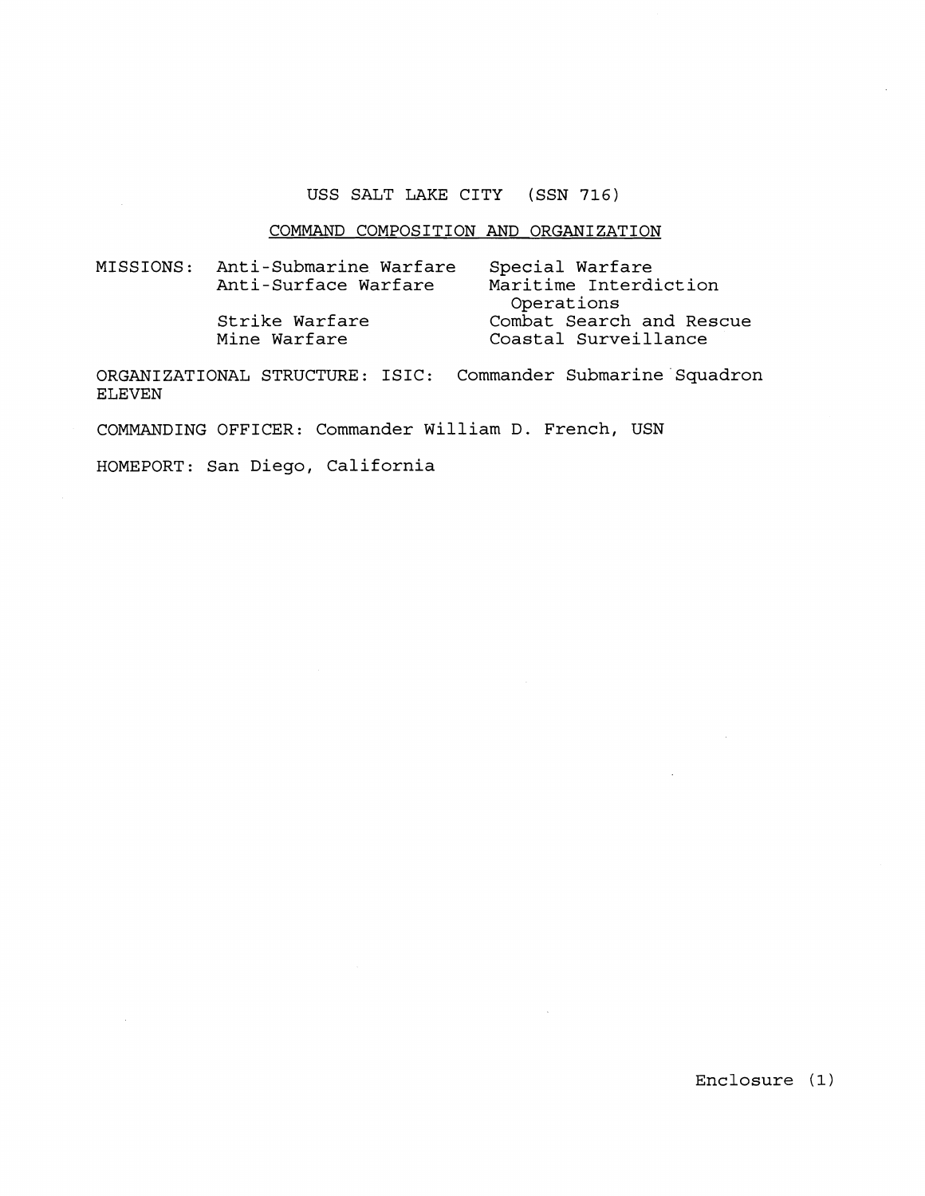# USS SALT LAKE CITY (SSN 716)

## COMMAND COMPOSITION AND ORGANIZATION

MISSIONS:

- Anti-Submarine Warfare
- Anti-Surface Warfare
- Strike Warfare
- Mine Warfare
- Special Warfare
- Maritime Interdiction Operations
- Combat Search and Rescue
- Coastal Surveillance

ORGANIZATIONAL STRUCTURE: ISIC: Commander Submarine Squadron ELEVEN

COMMANDING OFFICER: Commander William D. French, USN

HOMEPORT: San Diego, California

Enclosure (1)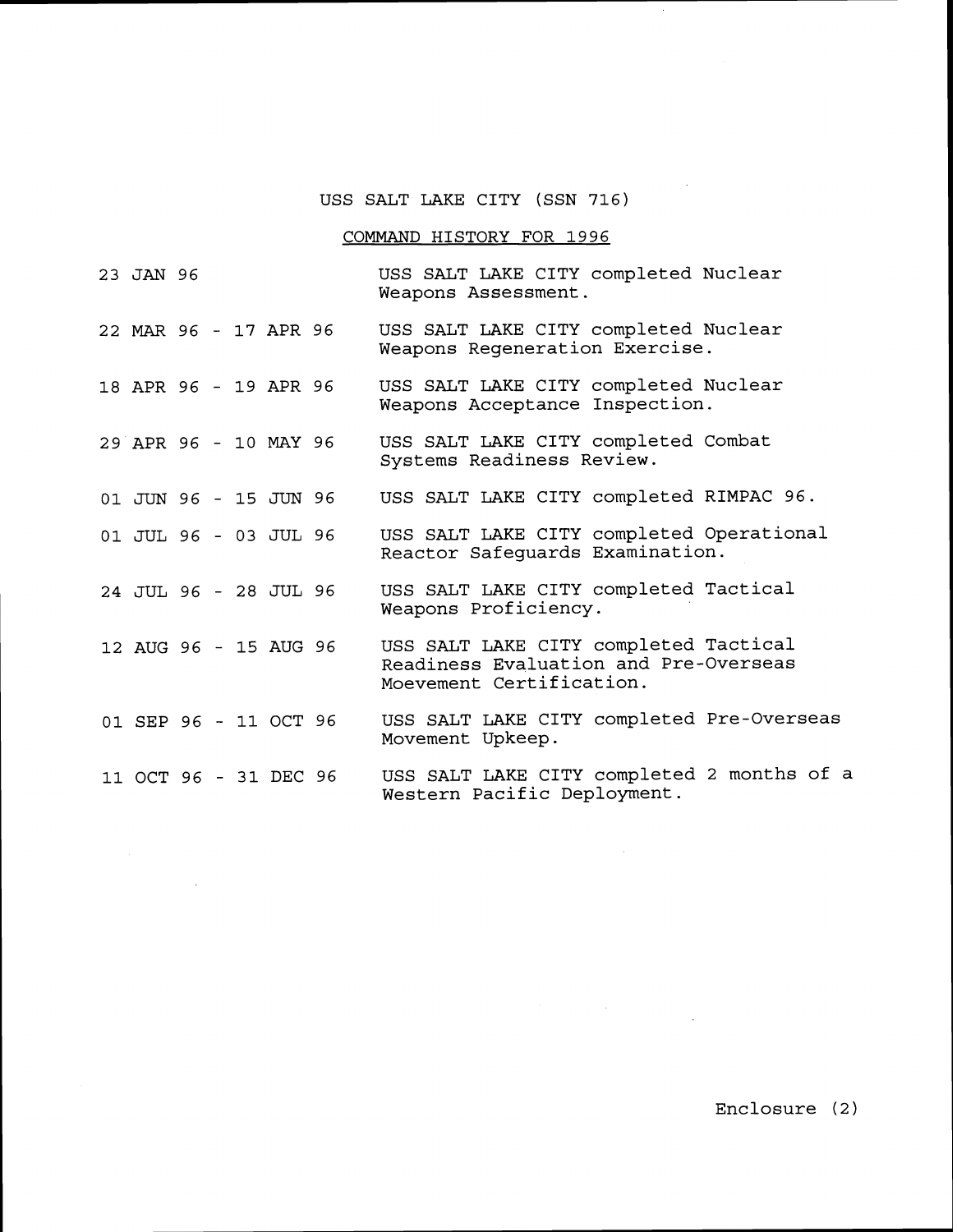# USS SALT LAKE CITY (SSN 716)

## COMMAND HISTORY FOR 1996

| | |
|---|---|
| 23 JAN 96 | USS SALT LAKE CITY completed Nuclear Weapons Assessment. |
| 22 MAR 96 - 17 APR 96 | USS SALT LAKE CITY completed Nuclear Weapons Regeneration Exercise. |
| 18 APR 96 - 19 APR 96 | USS SALT LAKE CITY completed Nuclear Weapons Acceptance Inspection. |
| 29 APR 96 - 10 MAY 96 | USS SALT LAKE CITY completed Combat Systems Readiness Review. |
| 01 JUN 96 - 15 JUN 96 | USS SALT LAKE CITY completed RIMPAC 96. |
| 01 JUL 96 - 03 JUL 96 | USS SALT LAKE CITY completed Operational Reactor Safeguards Examination. |
| 24 JUL 96 - 28 JUL 96 | USS SALT LAKE CITY completed Tactical Weapons Proficiency. |
| 12 AUG 96 - 15 AUG 96 | USS SALT LAKE CITY completed Tactical Readiness Evaluation and Pre-Overseas Moevement Certification. |
| 01 SEP 96 - 11 OCT 96 | USS SALT LAKE CITY completed Pre-Overseas Movement Upkeep. |
| 11 OCT 96 - 31 DEC 96 | USS SALT LAKE CITY completed 2 months of a Western Pacific Deployment. |

Enclosure (2)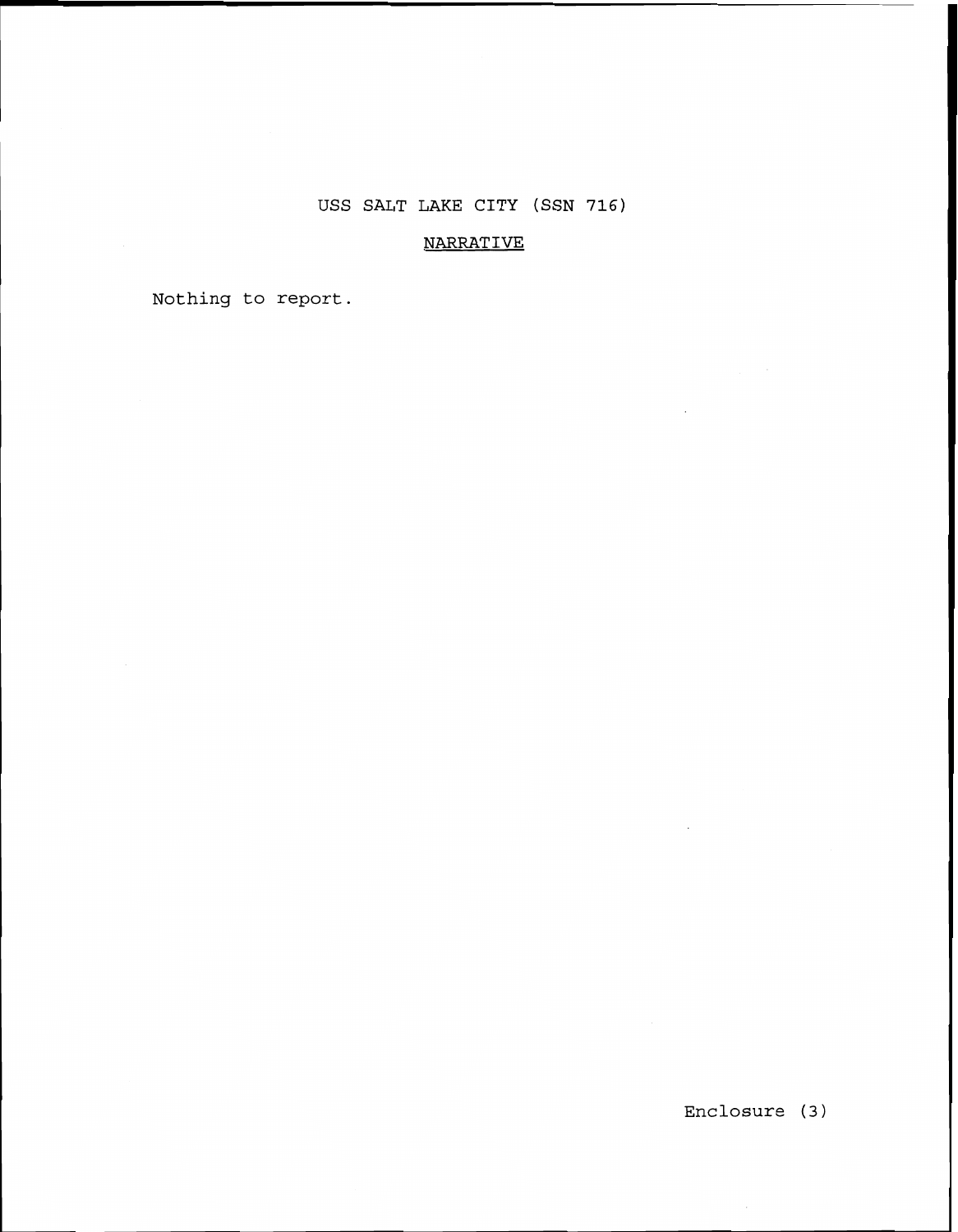USS SALT LAKE CITY (SSN 716)

NARRATIVE

Nothing to report.

Enclosure (3)